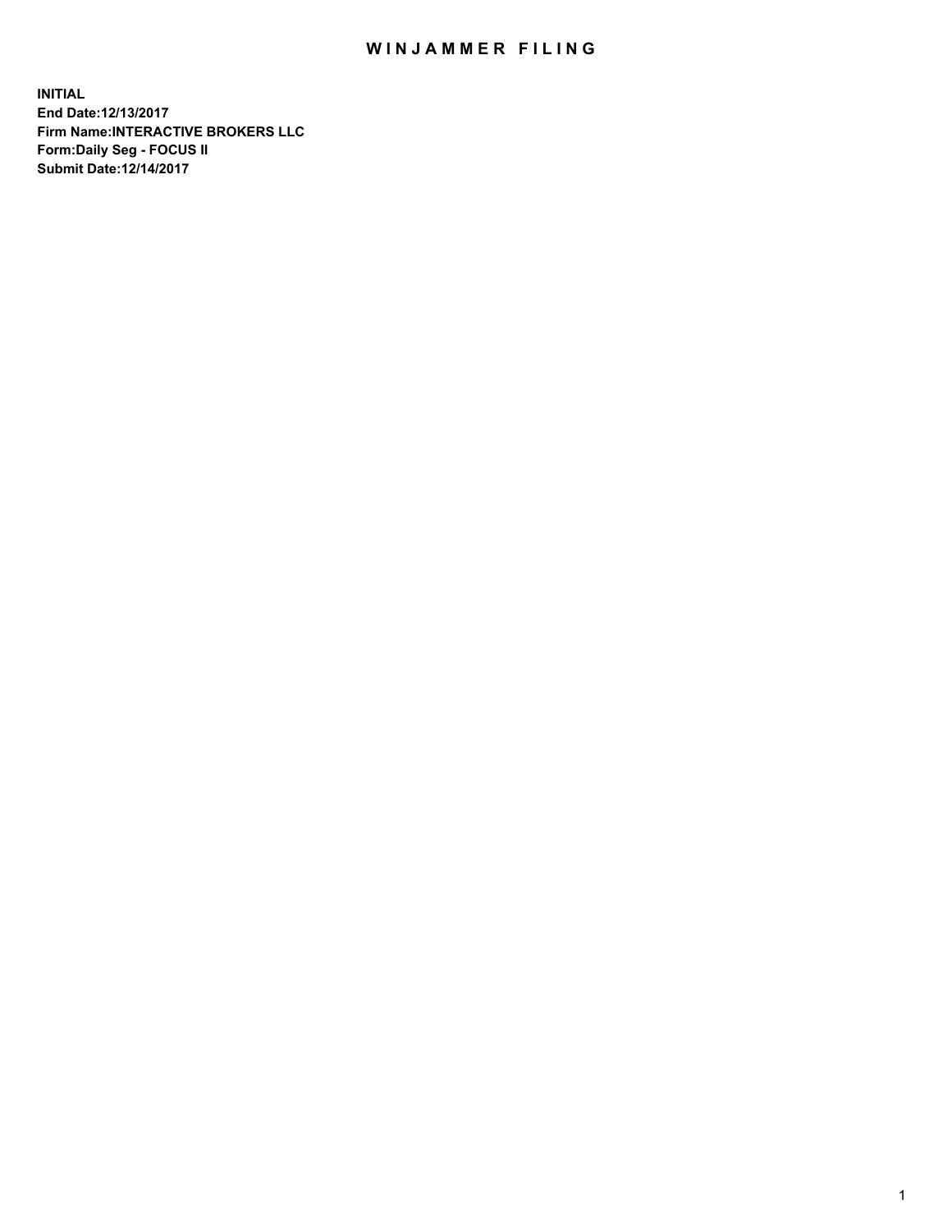# WINJAMMER FILING

**INITIAL**
**End Date:12/13/2017**
**Firm Name:INTERACTIVE BROKERS LLC**
**Form:Daily Seg - FOCUS II**
**Submit Date:12/14/2017**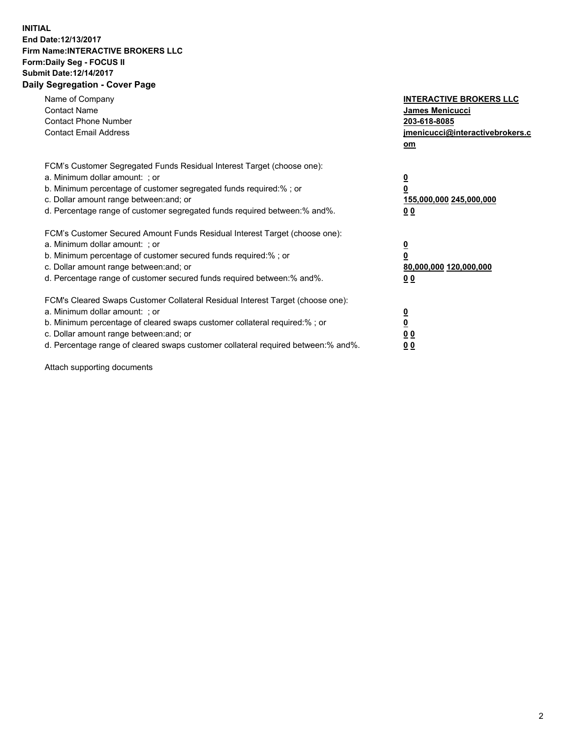**INITIAL**
**End Date:12/13/2017**
**Firm Name:INTERACTIVE BROKERS LLC**
**Form:Daily Seg - FOCUS II**
**Submit Date:12/14/2017**
**Daily Segregation - Cover Page**

| | |
|---|---|
| Name of Company | **INTERACTIVE BROKERS LLC** |
| Contact Name | **James Menicucci** |
| Contact Phone Number | **203-618-8085** |
| Contact Email Address | **jmenicucci@interactivebrokers.com** |

| FCM's Customer Segregated Funds Residual Interest Target (choose one): | |
|---|---|
| a. Minimum dollar amount: ; or | **0** |
| b. Minimum percentage of customer segregated funds required:% ; or | **0** |
| c. Dollar amount range between:and; or | **155,000,000 245,000,000** |
| d. Percentage range of customer segregated funds required between:% and%. | **0 0** |

| FCM's Customer Secured Amount Funds Residual Interest Target (choose one): | |
|---|---|
| a. Minimum dollar amount: ; or | **0** |
| b. Minimum percentage of customer secured funds required:% ; or | **0** |
| c. Dollar amount range between:and; or | **80,000,000 120,000,000** |
| d. Percentage range of customer secured funds required between:% and%. | **0 0** |

| FCM's Cleared Swaps Customer Collateral Residual Interest Target (choose one): | |
|---|---|
| a. Minimum dollar amount: ; or | **0** |
| b. Minimum percentage of cleared swaps customer collateral required:% ; or | **0** |
| c. Dollar amount range between:and; or | **0 0** |
| d. Percentage range of cleared swaps customer collateral required between:% and%. | **0 0** |

Attach supporting documents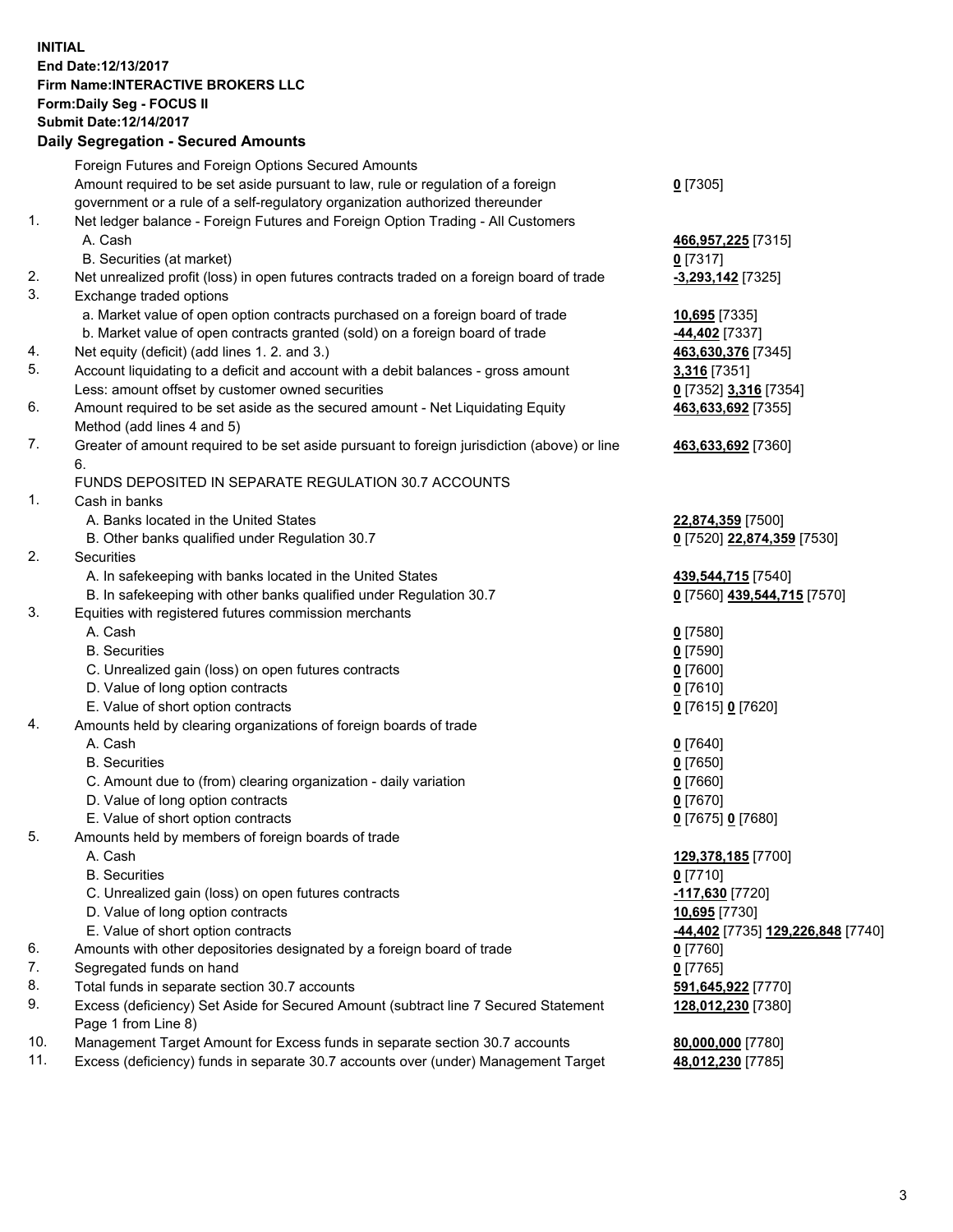**INITIAL**
**End Date:12/13/2017**
**Firm Name:INTERACTIVE BROKERS LLC**
**Form:Daily Seg - FOCUS II**
**Submit Date:12/14/2017**
**Daily Segregation - Secured Amounts**

| | | |
|---|---|---|
| | Foreign Futures and Foreign Options Secured Amounts | |
| | Amount required to be set aside pursuant to law, rule or regulation of a foreign government or a rule of a self-regulatory organization authorized thereunder | **0** [7305] |
| 1. | Net ledger balance - Foreign Futures and Foreign Option Trading - All Customers | |
| | A. Cash | **466,957,225** [7315] |
| | B. Securities (at market) | **0** [7317] |
| 2. | Net unrealized profit (loss) in open futures contracts traded on a foreign board of trade | **-3,293,142** [7325] |
| 3. | Exchange traded options | |
| | a. Market value of open option contracts purchased on a foreign board of trade | **10,695** [7335] |
| | b. Market value of open contracts granted (sold) on a foreign board of trade | **-44,402** [7337] |
| 4. | Net equity (deficit) (add lines 1. 2. and 3.) | **463,630,376** [7345] |
| 5. | Account liquidating to a deficit and account with a debit balances - gross amount | **3,316** [7351] |
| | Less: amount offset by customer owned securities | **0** [7352] **3,316** [7354] |
| 6. | Amount required to be set aside as the secured amount - Net Liquidating Equity Method (add lines 4 and 5) | **463,633,692** [7355] |
| 7. | Greater of amount required to be set aside pursuant to foreign jurisdiction (above) or line 6. | **463,633,692** [7360] |
| | FUNDS DEPOSITED IN SEPARATE REGULATION 30.7 ACCOUNTS | |
| 1. | Cash in banks | |
| | A. Banks located in the United States | **22,874,359** [7500] |
| | B. Other banks qualified under Regulation 30.7 | **0** [7520] **22,874,359** [7530] |
| 2. | Securities | |
| | A. In safekeeping with banks located in the United States | **439,544,715** [7540] |
| | B. In safekeeping with other banks qualified under Regulation 30.7 | **0** [7560] **439,544,715** [7570] |
| 3. | Equities with registered futures commission merchants | |
| | A. Cash | **0** [7580] |
| | B. Securities | **0** [7590] |
| | C. Unrealized gain (loss) on open futures contracts | **0** [7600] |
| | D. Value of long option contracts | **0** [7610] |
| | E. Value of short option contracts | **0** [7615] **0** [7620] |
| 4. | Amounts held by clearing organizations of foreign boards of trade | |
| | A. Cash | **0** [7640] |
| | B. Securities | **0** [7650] |
| | C. Amount due to (from) clearing organization - daily variation | **0** [7660] |
| | D. Value of long option contracts | **0** [7670] |
| | E. Value of short option contracts | **0** [7675] **0** [7680] |
| 5. | Amounts held by members of foreign boards of trade | |
| | A. Cash | **129,378,185** [7700] |
| | B. Securities | **0** [7710] |
| | C. Unrealized gain (loss) on open futures contracts | **-117,630** [7720] |
| | D. Value of long option contracts | **10,695** [7730] |
| | E. Value of short option contracts | **-44,402** [7735] **129,226,848** [7740] |
| 6. | Amounts with other depositories designated by a foreign board of trade | **0** [7760] |
| 7. | Segregated funds on hand | **0** [7765] |
| 8. | Total funds in separate section 30.7 accounts | **591,645,922** [7770] |
| 9. | Excess (deficiency) Set Aside for Secured Amount (subtract line 7 Secured Statement Page 1 from Line 8) | **128,012,230** [7380] |
| 10. | Management Target Amount for Excess funds in separate section 30.7 accounts | **80,000,000** [7780] |
| 11. | Excess (deficiency) funds in separate 30.7 accounts over (under) Management Target | **48,012,230** [7785] |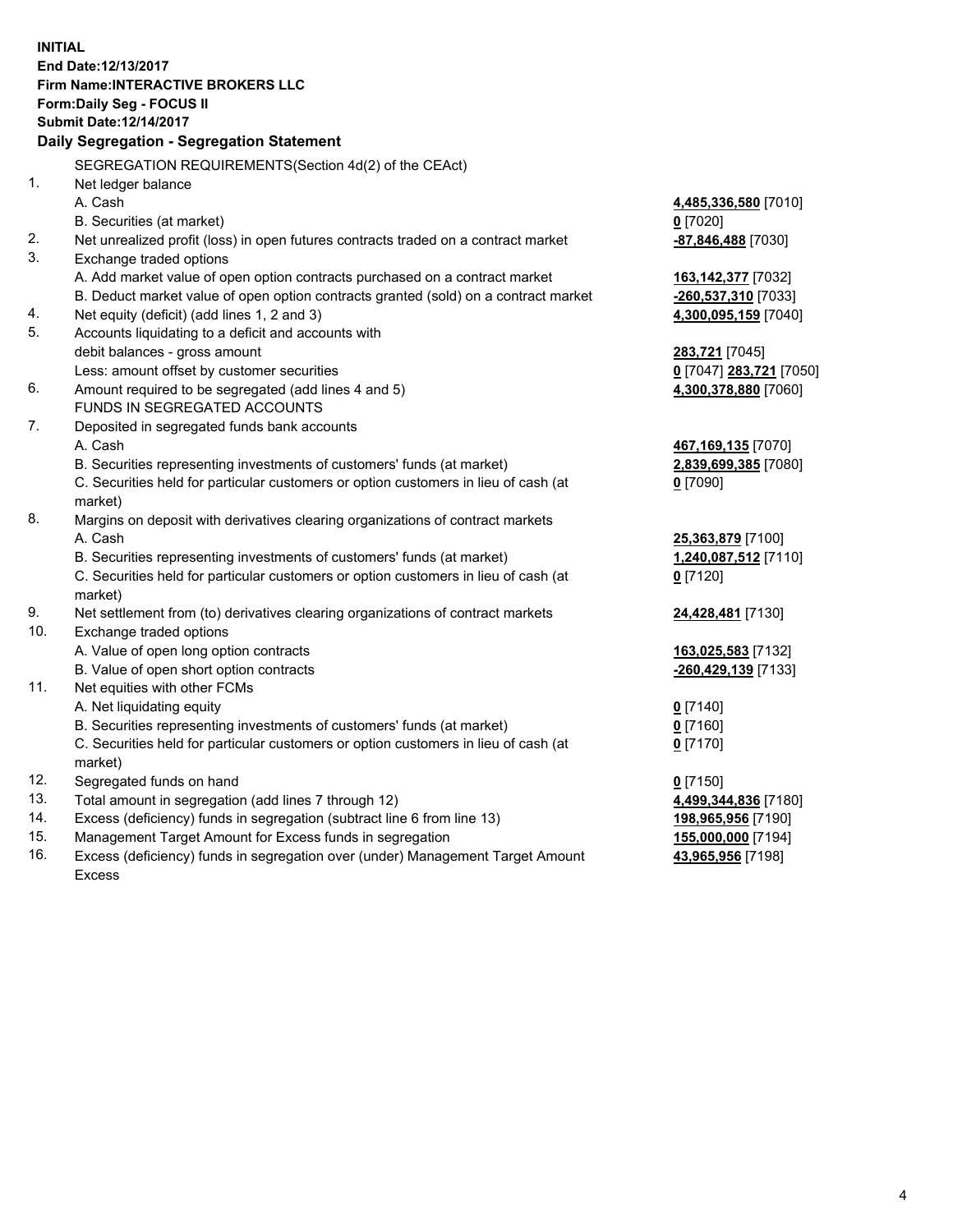**INITIAL**
**End Date:12/13/2017**
**Firm Name:INTERACTIVE BROKERS LLC**
**Form:Daily Seg - FOCUS II**
**Submit Date:12/14/2017**

**Daily Segregation - Segregation Statement**

| | | |
|---|---|---|
| | SEGREGATION REQUIREMENTS(Section 4d(2) of the CEAct) | |
| 1. | Net ledger balance | |
| | A. Cash | **4,485,336,580** [7010] |
| | B. Securities (at market) | **0** [7020] |
| 2. | Net unrealized profit (loss) in open futures contracts traded on a contract market | **-87,846,488** [7030] |
| 3. | Exchange traded options | |
| | A. Add market value of open option contracts purchased on a contract market | **163,142,377** [7032] |
| | B. Deduct market value of open option contracts granted (sold) on a contract market | **-260,537,310** [7033] |
| 4. | Net equity (deficit) (add lines 1, 2 and 3) | **4,300,095,159** [7040] |
| 5. | Accounts liquidating to a deficit and accounts with | |
| | debit balances - gross amount | **283,721** [7045] |
| | Less: amount offset by customer securities | **0** [7047] **283,721** [7050] |
| 6. | Amount required to be segregated (add lines 4 and 5) | **4,300,378,880** [7060] |
| | FUNDS IN SEGREGATED ACCOUNTS | |
| 7. | Deposited in segregated funds bank accounts | |
| | A. Cash | **467,169,135** [7070] |
| | B. Securities representing investments of customers' funds (at market) | **2,839,699,385** [7080] |
| | C. Securities held for particular customers or option customers in lieu of cash (at market) | **0** [7090] |
| 8. | Margins on deposit with derivatives clearing organizations of contract markets | |
| | A. Cash | **25,363,879** [7100] |
| | B. Securities representing investments of customers' funds (at market) | **1,240,087,512** [7110] |
| | C. Securities held for particular customers or option customers in lieu of cash (at market) | **0** [7120] |
| 9. | Net settlement from (to) derivatives clearing organizations of contract markets | **24,428,481** [7130] |
| 10. | Exchange traded options | |
| | A. Value of open long option contracts | **163,025,583** [7132] |
| | B. Value of open short option contracts | **-260,429,139** [7133] |
| 11. | Net equities with other FCMs | |
| | A. Net liquidating equity | **0** [7140] |
| | B. Securities representing investments of customers' funds (at market) | **0** [7160] |
| | C. Securities held for particular customers or option customers in lieu of cash (at market) | **0** [7170] |
| 12. | Segregated funds on hand | **0** [7150] |
| 13. | Total amount in segregation (add lines 7 through 12) | **4,499,344,836** [7180] |
| 14. | Excess (deficiency) funds in segregation (subtract line 6 from line 13) | **198,965,956** [7190] |
| 15. | Management Target Amount for Excess funds in segregation | **155,000,000** [7194] |
| 16. | Excess (deficiency) funds in segregation over (under) Management Target Amount Excess | **43,965,956** [7198] |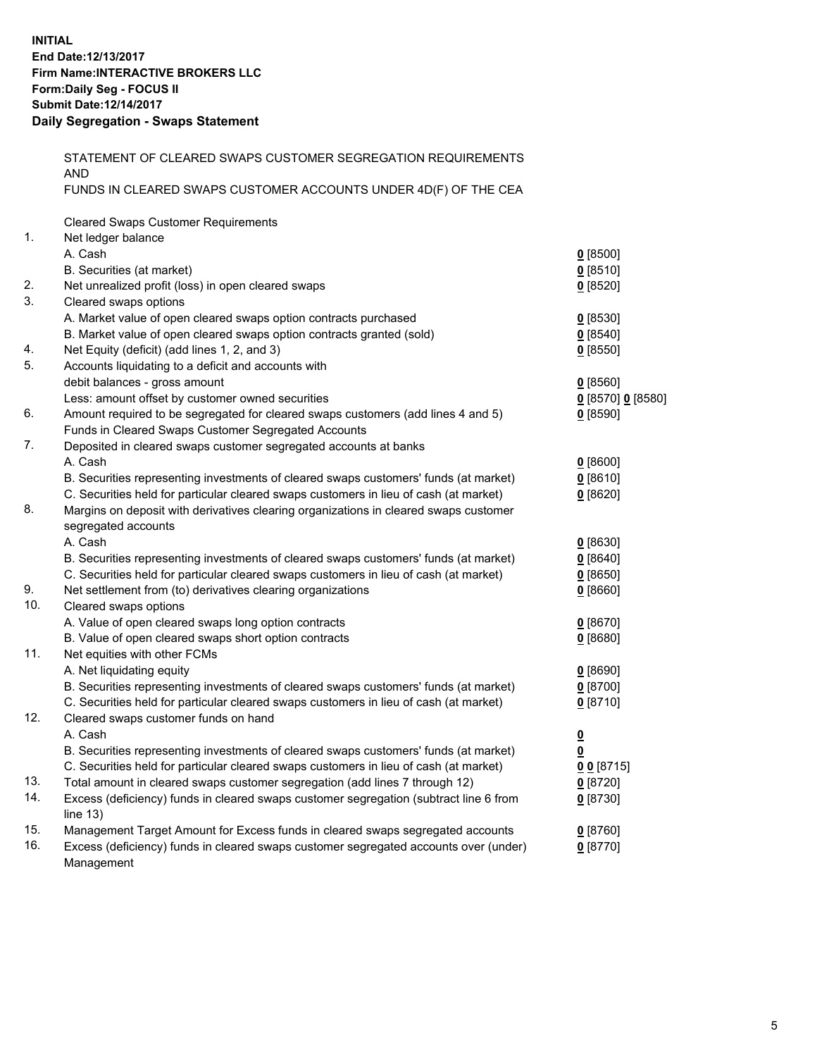**INITIAL**
**End Date:12/13/2017**
**Firm Name:INTERACTIVE BROKERS LLC**
**Form:Daily Seg - FOCUS II**
**Submit Date:12/14/2017**
**Daily Segregation - Swaps Statement**

STATEMENT OF CLEARED SWAPS CUSTOMER SEGREGATION REQUIREMENTS AND FUNDS IN CLEARED SWAPS CUSTOMER ACCOUNTS UNDER 4D(F) OF THE CEA

| | | |
|---|---|---|
| | Cleared Swaps Customer Requirements | |
| 1. | Net ledger balance | |
| | A. Cash | 0 [8500] |
| | B. Securities (at market) | 0 [8510] |
| 2. | Net unrealized profit (loss) in open cleared swaps | 0 [8520] |
| 3. | Cleared swaps options | |
| | A. Market value of open cleared swaps option contracts purchased | 0 [8530] |
| | B. Market value of open cleared swaps option contracts granted (sold) | 0 [8540] |
| 4. | Net Equity (deficit) (add lines 1, 2, and 3) | 0 [8550] |
| 5. | Accounts liquidating to a deficit and accounts with debit balances - gross amount | 0 [8560] |
| | Less: amount offset by customer owned securities | 0 [8570] 0 [8580] |
| 6. | Amount required to be segregated for cleared swaps customers (add lines 4 and 5) | 0 [8590] |
| | Funds in Cleared Swaps Customer Segregated Accounts | |
| 7. | Deposited in cleared swaps customer segregated accounts at banks | |
| | A. Cash | 0 [8600] |
| | B. Securities representing investments of cleared swaps customers' funds (at market) | 0 [8610] |
| | C. Securities held for particular cleared swaps customers in lieu of cash (at market) | 0 [8620] |
| 8. | Margins on deposit with derivatives clearing organizations in cleared swaps customer segregated accounts | |
| | A. Cash | 0 [8630] |
| | B. Securities representing investments of cleared swaps customers' funds (at market) | 0 [8640] |
| | C. Securities held for particular cleared swaps customers in lieu of cash (at market) | 0 [8650] |
| 9. | Net settlement from (to) derivatives clearing organizations | 0 [8660] |
| 10. | Cleared swaps options | |
| | A. Value of open cleared swaps long option contracts | 0 [8670] |
| | B. Value of open cleared swaps short option contracts | 0 [8680] |
| 11. | Net equities with other FCMs | |
| | A. Net liquidating equity | 0 [8690] |
| | B. Securities representing investments of cleared swaps customers' funds (at market) | 0 [8700] |
| | C. Securities held for particular cleared swaps customers in lieu of cash (at market) | 0 [8710] |
| 12. | Cleared swaps customer funds on hand | |
| | A. Cash | 0 |
| | B. Securities representing investments of cleared swaps customers' funds (at market) | 0 |
| | C. Securities held for particular cleared swaps customers in lieu of cash (at market) | 0 0 [8715] |
| 13. | Total amount in cleared swaps customer segregation (add lines 7 through 12) | 0 [8720] |
| 14. | Excess (deficiency) funds in cleared swaps customer segregation (subtract line 6 from line 13) | 0 [8730] |
| 15. | Management Target Amount for Excess funds in cleared swaps segregated accounts | 0 [8760] |
| 16. | Excess (deficiency) funds in cleared swaps customer segregated accounts over (under) Management | 0 [8770] |